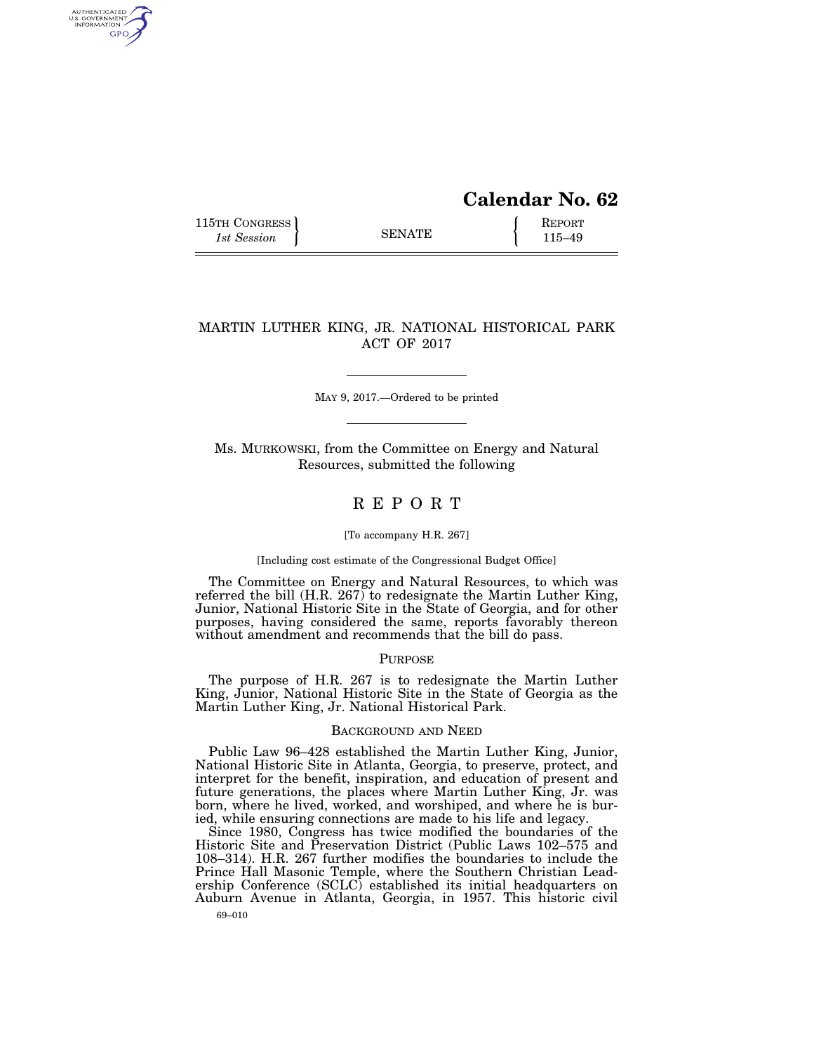# Calendar No. 62

115TH CONGRESS
*1st Session*

SENATE

REPORT
115–49

## MARTIN LUTHER KING, JR. NATIONAL HISTORICAL PARK ACT OF 2017

MAY 9, 2017.—Ordered to be printed

Ms. MURKOWSKI, from the Committee on Energy and Natural Resources, submitted the following

## REPORT

[To accompany H.R. 267]

[Including cost estimate of the Congressional Budget Office]

The Committee on Energy and Natural Resources, to which was referred the bill (H.R. 267) to redesignate the Martin Luther King, Junior, National Historic Site in the State of Georgia, and for other purposes, having considered the same, reports favorably thereon without amendment and recommends that the bill do pass.

### PURPOSE

The purpose of H.R. 267 is to redesignate the Martin Luther King, Junior, National Historic Site in the State of Georgia as the Martin Luther King, Jr. National Historical Park.

### BACKGROUND AND NEED

Public Law 96–428 established the Martin Luther King, Junior, National Historic Site in Atlanta, Georgia, to preserve, protect, and interpret for the benefit, inspiration, and education of present and future generations, the places where Martin Luther King, Jr. was born, where he lived, worked, and worshiped, and where he is buried, while ensuring connections are made to his life and legacy.

Since 1980, Congress has twice modified the boundaries of the Historic Site and Preservation District (Public Laws 102–575 and 108–314). H.R. 267 further modifies the boundaries to include the Prince Hall Masonic Temple, where the Southern Christian Leadership Conference (SCLC) established its initial headquarters on Auburn Avenue in Atlanta, Georgia, in 1957. This historic civil

69–010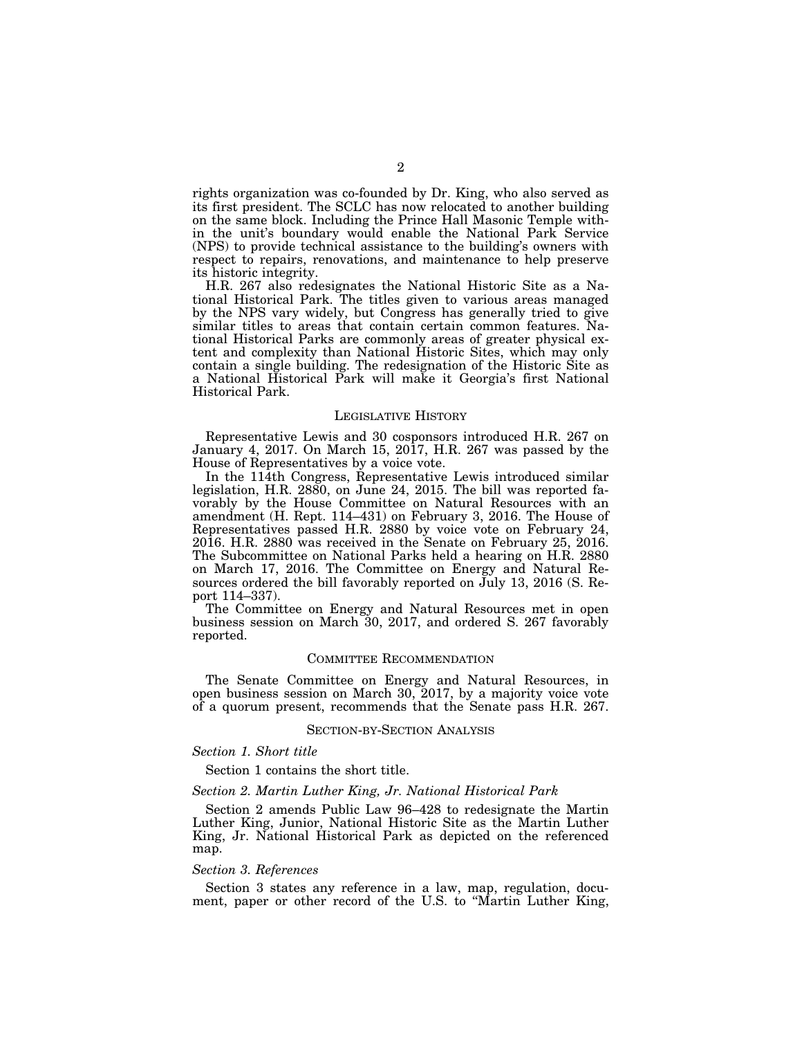rights organization was co-founded by Dr. King, who also served as its first president. The SCLC has now relocated to another building on the same block. Including the Prince Hall Masonic Temple within the unit's boundary would enable the National Park Service (NPS) to provide technical assistance to the building's owners with respect to repairs, renovations, and maintenance to help preserve its historic integrity.

H.R. 267 also redesignates the National Historic Site as a National Historical Park. The titles given to various areas managed by the NPS vary widely, but Congress has generally tried to give similar titles to areas that contain certain common features. National Historical Parks are commonly areas of greater physical extent and complexity than National Historic Sites, which may only contain a single building. The redesignation of the Historic Site as a National Historical Park will make it Georgia's first National Historical Park.

## LEGISLATIVE HISTORY

Representative Lewis and 30 cosponsors introduced H.R. 267 on January 4, 2017. On March 15, 2017, H.R. 267 was passed by the House of Representatives by a voice vote.

In the 114th Congress, Representative Lewis introduced similar legislation, H.R. 2880, on June 24, 2015. The bill was reported favorably by the House Committee on Natural Resources with an amendment (H. Rept. 114–431) on February 3, 2016. The House of Representatives passed H.R. 2880 by voice vote on February 24, 2016. H.R. 2880 was received in the Senate on February 25, 2016. The Subcommittee on National Parks held a hearing on H.R. 2880 on March 17, 2016. The Committee on Energy and Natural Resources ordered the bill favorably reported on July 13, 2016 (S. Report 114–337).

The Committee on Energy and Natural Resources met in open business session on March 30, 2017, and ordered S. 267 favorably reported.

## COMMITTEE RECOMMENDATION

The Senate Committee on Energy and Natural Resources, in open business session on March 30, 2017, by a majority voice vote of a quorum present, recommends that the Senate pass H.R. 267.

## SECTION-BY-SECTION ANALYSIS

### *Section 1. Short title*

Section 1 contains the short title.

### *Section 2. Martin Luther King, Jr. National Historical Park*

Section 2 amends Public Law 96–428 to redesignate the Martin Luther King, Junior, National Historic Site as the Martin Luther King, Jr. National Historical Park as depicted on the referenced map.

### *Section 3. References*

Section 3 states any reference in a law, map, regulation, document, paper or other record of the U.S. to "Martin Luther King,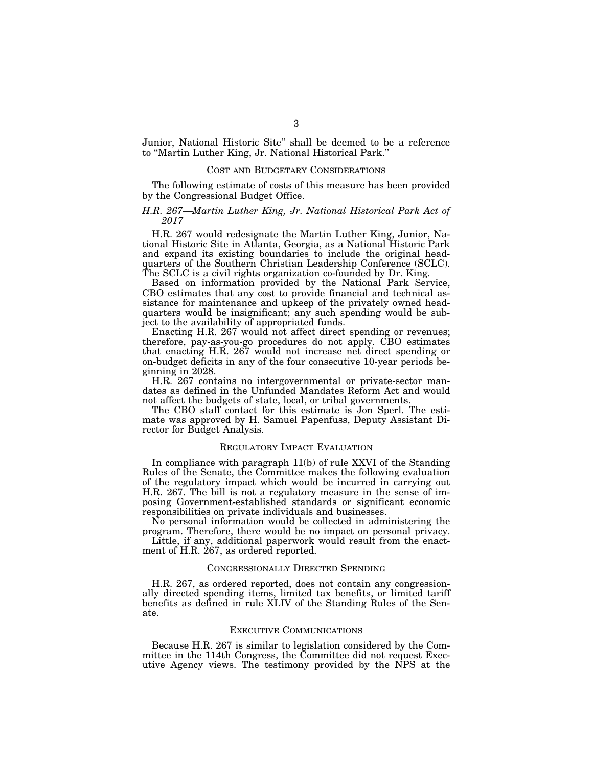Junior, National Historic Site" shall be deemed to be a reference to "Martin Luther King, Jr. National Historical Park."

## COST AND BUDGETARY CONSIDERATIONS

The following estimate of costs of this measure has been provided by the Congressional Budget Office.

### *H.R. 267—Martin Luther King, Jr. National Historical Park Act of 2017*

H.R. 267 would redesignate the Martin Luther King, Junior, National Historic Site in Atlanta, Georgia, as a National Historic Park and expand its existing boundaries to include the original headquarters of the Southern Christian Leadership Conference (SCLC). The SCLC is a civil rights organization co-founded by Dr. King.

Based on information provided by the National Park Service, CBO estimates that any cost to provide financial and technical assistance for maintenance and upkeep of the privately owned headquarters would be insignificant; any such spending would be subject to the availability of appropriated funds.

Enacting H.R. 267 would not affect direct spending or revenues; therefore, pay-as-you-go procedures do not apply. CBO estimates that enacting H.R. 267 would not increase net direct spending or on-budget deficits in any of the four consecutive 10-year periods beginning in 2028.

H.R. 267 contains no intergovernmental or private-sector mandates as defined in the Unfunded Mandates Reform Act and would not affect the budgets of state, local, or tribal governments.

The CBO staff contact for this estimate is Jon Sperl. The estimate was approved by H. Samuel Papenfuss, Deputy Assistant Director for Budget Analysis.

## REGULATORY IMPACT EVALUATION

In compliance with paragraph 11(b) of rule XXVI of the Standing Rules of the Senate, the Committee makes the following evaluation of the regulatory impact which would be incurred in carrying out H.R. 267. The bill is not a regulatory measure in the sense of imposing Government-established standards or significant economic responsibilities on private individuals and businesses.

No personal information would be collected in administering the program. Therefore, there would be no impact on personal privacy.

Little, if any, additional paperwork would result from the enactment of H.R. 267, as ordered reported.

## CONGRESSIONALLY DIRECTED SPENDING

H.R. 267, as ordered reported, does not contain any congressionally directed spending items, limited tax benefits, or limited tariff benefits as defined in rule XLIV of the Standing Rules of the Senate.

## EXECUTIVE COMMUNICATIONS

Because H.R. 267 is similar to legislation considered by the Committee in the 114th Congress, the Committee did not request Executive Agency views. The testimony provided by the NPS at the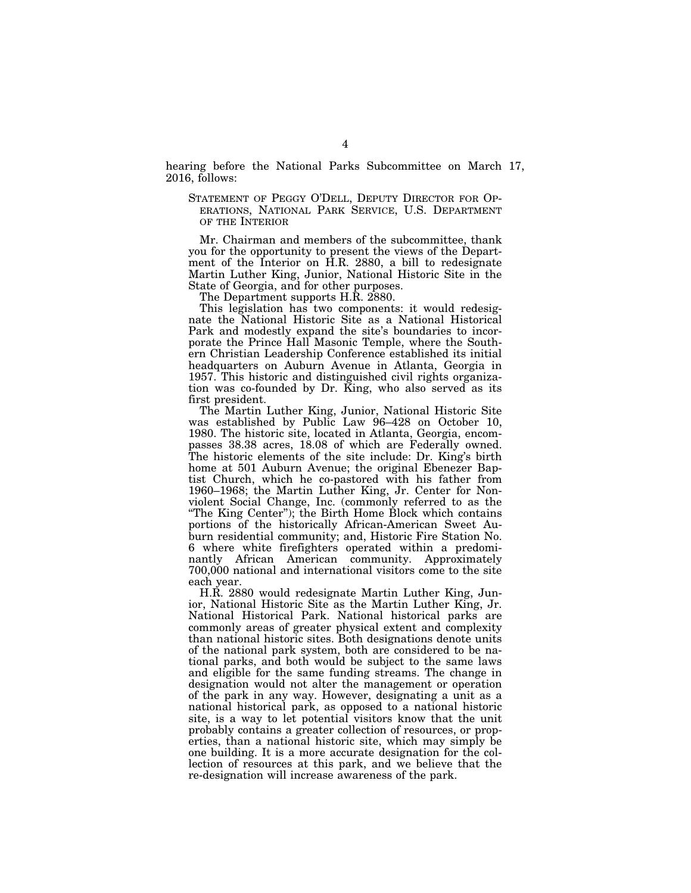hearing before the National Parks Subcommittee on March 17, 2016, follows:

STATEMENT OF PEGGY O'DELL, DEPUTY DIRECTOR FOR OPERATIONS, NATIONAL PARK SERVICE, U.S. DEPARTMENT OF THE INTERIOR

Mr. Chairman and members of the subcommittee, thank you for the opportunity to present the views of the Department of the Interior on H.R. 2880, a bill to redesignate Martin Luther King, Junior, National Historic Site in the State of Georgia, and for other purposes.

The Department supports H.R. 2880.

This legislation has two components: it would redesignate the National Historic Site as a National Historical Park and modestly expand the site's boundaries to incorporate the Prince Hall Masonic Temple, where the Southern Christian Leadership Conference established its initial headquarters on Auburn Avenue in Atlanta, Georgia in 1957. This historic and distinguished civil rights organization was co-founded by Dr. King, who also served as its first president.

The Martin Luther King, Junior, National Historic Site was established by Public Law 96–428 on October 10, 1980. The historic site, located in Atlanta, Georgia, encompasses 38.38 acres, 18.08 of which are Federally owned. The historic elements of the site include: Dr. King's birth home at 501 Auburn Avenue; the original Ebenezer Baptist Church, which he co-pastored with his father from 1960–1968; the Martin Luther King, Jr. Center for Nonviolent Social Change, Inc. (commonly referred to as the "The King Center"); the Birth Home Block which contains portions of the historically African-American Sweet Auburn residential community; and, Historic Fire Station No. 6 where white firefighters operated within a predominantly African American community. Approximately 700,000 national and international visitors come to the site each year.

H.R. 2880 would redesignate Martin Luther King, Junior, National Historic Site as the Martin Luther King, Jr. National Historical Park. National historical parks are commonly areas of greater physical extent and complexity than national historic sites. Both designations denote units of the national park system, both are considered to be national parks, and both would be subject to the same laws and eligible for the same funding streams. The change in designation would not alter the management or operation of the park in any way. However, designating a unit as a national historical park, as opposed to a national historic site, is a way to let potential visitors know that the unit probably contains a greater collection of resources, or properties, than a national historic site, which may simply be one building. It is a more accurate designation for the collection of resources at this park, and we believe that the re-designation will increase awareness of the park.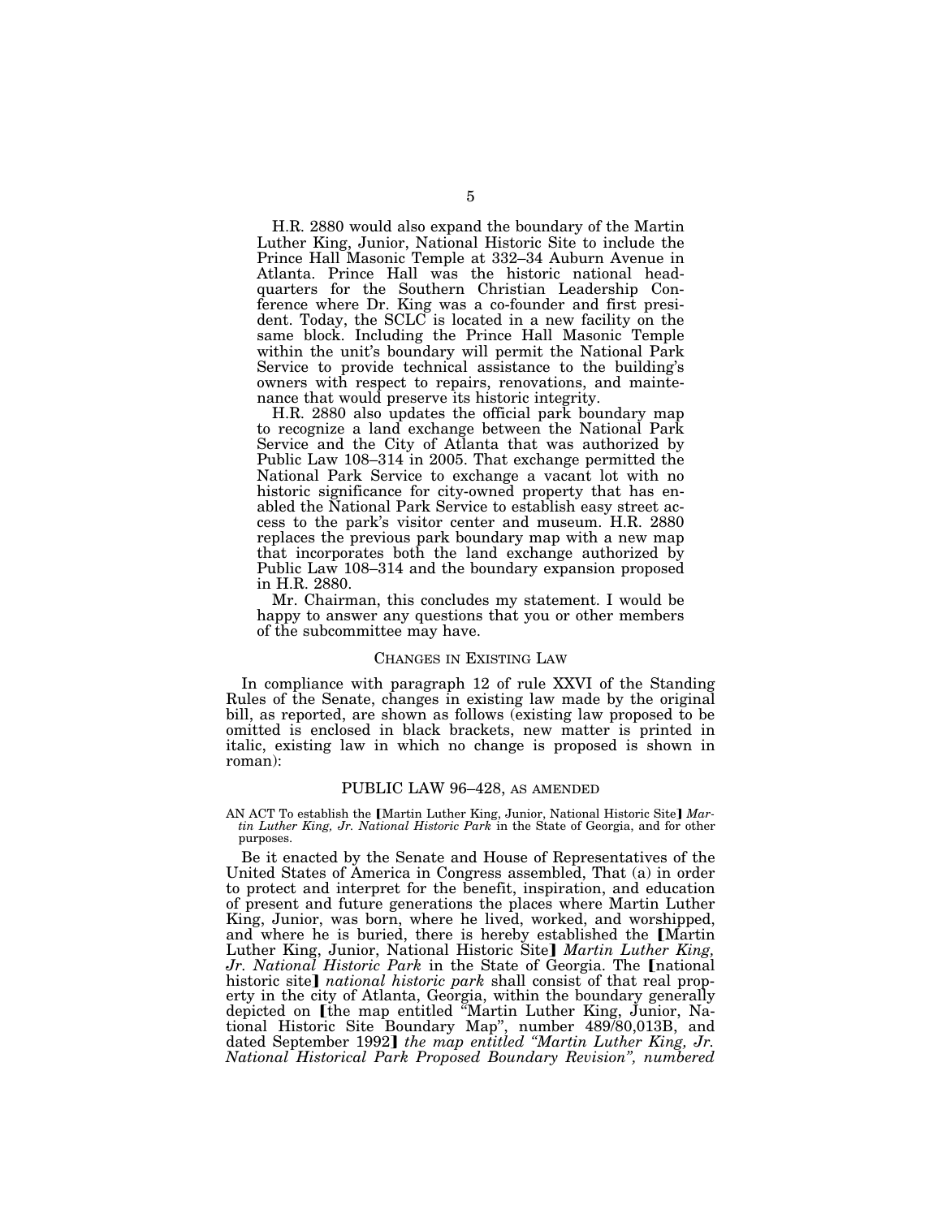H.R. 2880 would also expand the boundary of the Martin Luther King, Junior, National Historic Site to include the Prince Hall Masonic Temple at 332–34 Auburn Avenue in Atlanta. Prince Hall was the historic national headquarters for the Southern Christian Leadership Conference where Dr. King was a co-founder and first president. Today, the SCLC is located in a new facility on the same block. Including the Prince Hall Masonic Temple within the unit's boundary will permit the National Park Service to provide technical assistance to the building's owners with respect to repairs, renovations, and maintenance that would preserve its historic integrity.

H.R. 2880 also updates the official park boundary map to recognize a land exchange between the National Park Service and the City of Atlanta that was authorized by Public Law 108–314 in 2005. That exchange permitted the National Park Service to exchange a vacant lot with no historic significance for city-owned property that has enabled the National Park Service to establish easy street access to the park's visitor center and museum. H.R. 2880 replaces the previous park boundary map with a new map that incorporates both the land exchange authorized by Public Law 108–314 and the boundary expansion proposed in H.R. 2880.

Mr. Chairman, this concludes my statement. I would be happy to answer any questions that you or other members of the subcommittee may have.

## CHANGES IN EXISTING LAW

In compliance with paragraph 12 of rule XXVI of the Standing Rules of the Senate, changes in existing law made by the original bill, as reported, are shown as follows (existing law proposed to be omitted is enclosed in black brackets, new matter is printed in italic, existing law in which no change is proposed is shown in roman):

### PUBLIC LAW 96–428, AS AMENDED

AN ACT To establish the ⟦Martin Luther King, Junior, National Historic Site⟧ *Martin Luther King, Jr. National Historic Park* in the State of Georgia, and for other purposes.

Be it enacted by the Senate and House of Representatives of the United States of America in Congress assembled, That (a) in order to protect and interpret for the benefit, inspiration, and education of present and future generations the places where Martin Luther King, Junior, was born, where he lived, worked, and worshipped, and where he is buried, there is hereby established the ⟦Martin Luther King, Junior, National Historic Site⟧ *Martin Luther King, Jr. National Historic Park* in the State of Georgia. The ⟦national historic site⟧ *national historic park* shall consist of that real property in the city of Atlanta, Georgia, within the boundary generally depicted on ⟦the map entitled "Martin Luther King, Junior, National Historic Site Boundary Map", number 489/80,013B, and dated September 1992⟧ *the map entitled "Martin Luther King, Jr. National Historical Park Proposed Boundary Revision", numbered*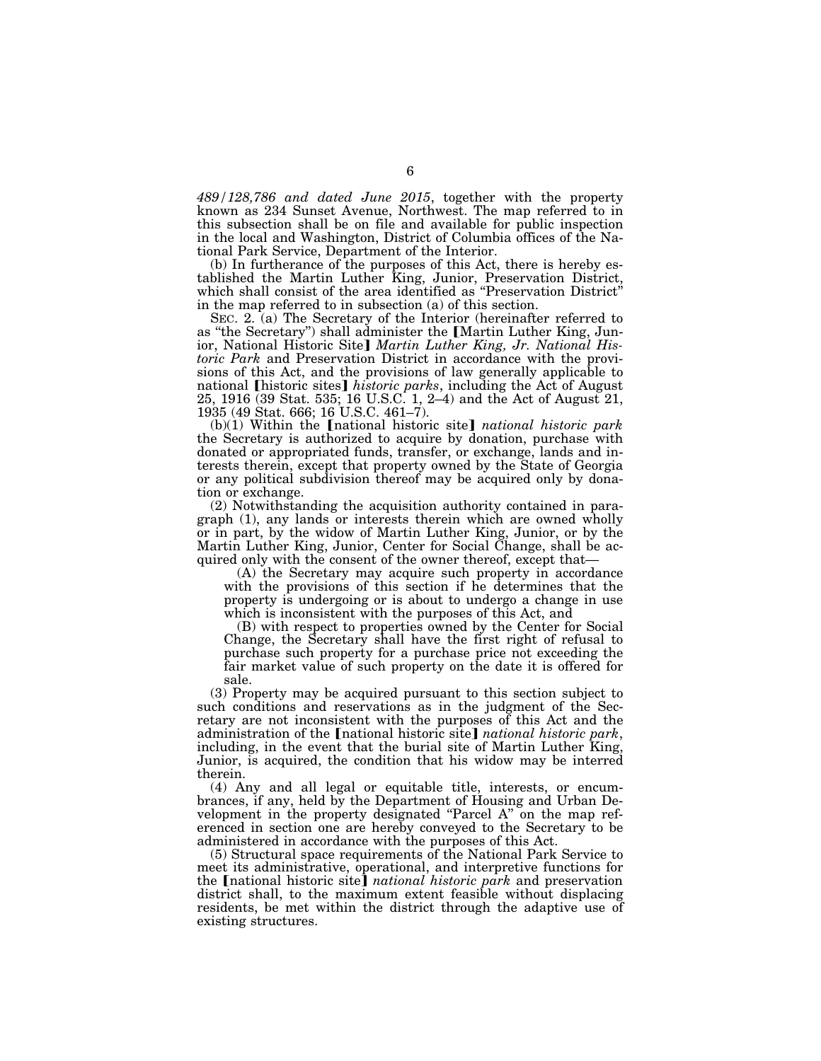*489/128,786 and dated June 2015*, together with the property known as 234 Sunset Avenue, Northwest. The map referred to in this subsection shall be on file and available for public inspection in the local and Washington, District of Columbia offices of the National Park Service, Department of the Interior.

(b) In furtherance of the purposes of this Act, there is hereby established the Martin Luther King, Junior, Preservation District, which shall consist of the area identified as "Preservation District" in the map referred to in subsection (a) of this section.

SEC. 2. (a) The Secretary of the Interior (hereinafter referred to as "the Secretary") shall administer the ⟦Martin Luther King, Junior, National Historic Site⟧ *Martin Luther King, Jr. National Historic Park* and Preservation District in accordance with the provisions of this Act, and the provisions of law generally applicable to national ⟦historic sites⟧ *historic parks*, including the Act of August 25, 1916 (39 Stat. 535; 16 U.S.C. 1, 2–4) and the Act of August 21, 1935 (49 Stat. 666; 16 U.S.C. 461–7).

(b)(1) Within the ⟦national historic site⟧ *national historic park* the Secretary is authorized to acquire by donation, purchase with donated or appropriated funds, transfer, or exchange, lands and interests therein, except that property owned by the State of Georgia or any political subdivision thereof may be acquired only by donation or exchange.

(2) Notwithstanding the acquisition authority contained in paragraph (1), any lands or interests therein which are owned wholly or in part, by the widow of Martin Luther King, Junior, or by the Martin Luther King, Junior, Center for Social Change, shall be acquired only with the consent of the owner thereof, except that—

(A) the Secretary may acquire such property in accordance with the provisions of this section if he determines that the property is undergoing or is about to undergo a change in use which is inconsistent with the purposes of this Act, and

(B) with respect to properties owned by the Center for Social Change, the Secretary shall have the first right of refusal to purchase such property for a purchase price not exceeding the fair market value of such property on the date it is offered for sale.

(3) Property may be acquired pursuant to this section subject to such conditions and reservations as in the judgment of the Secretary are not inconsistent with the purposes of this Act and the administration of the ⟦national historic site⟧ *national historic park*, including, in the event that the burial site of Martin Luther King, Junior, is acquired, the condition that his widow may be interred therein.

(4) Any and all legal or equitable title, interests, or encumbrances, if any, held by the Department of Housing and Urban Development in the property designated "Parcel A" on the map referenced in section one are hereby conveyed to the Secretary to be administered in accordance with the purposes of this Act.

(5) Structural space requirements of the National Park Service to meet its administrative, operational, and interpretive functions for the ⟦national historic site⟧ *national historic park* and preservation district shall, to the maximum extent feasible without displacing residents, be met within the district through the adaptive use of existing structures.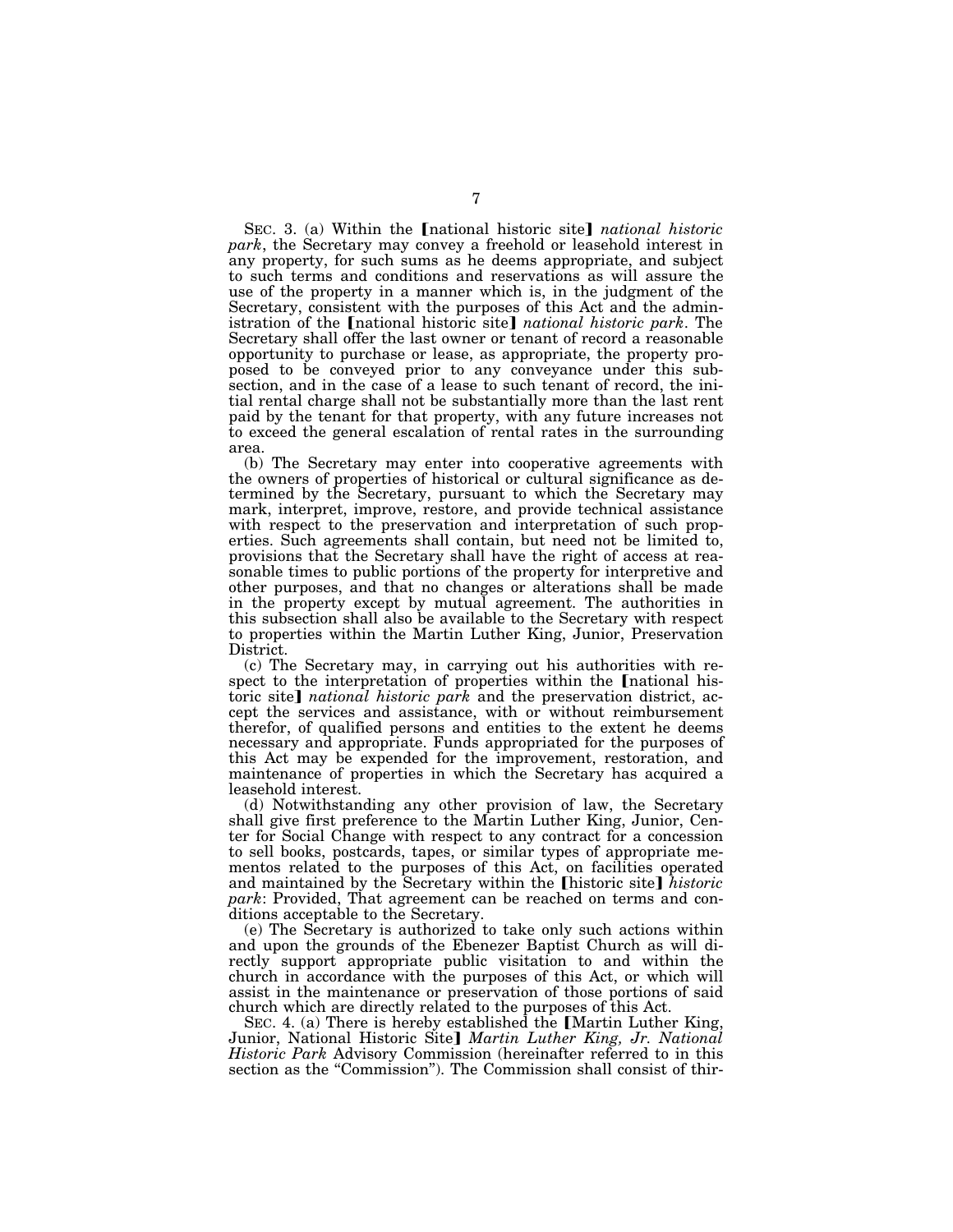SEC. 3. (a) Within the [national historic site] *national historic park*, the Secretary may convey a freehold or leasehold interest in any property, for such sums as he deems appropriate, and subject to such terms and conditions and reservations as will assure the use of the property in a manner which is, in the judgment of the Secretary, consistent with the purposes of this Act and the administration of the [national historic site] *national historic park*. The Secretary shall offer the last owner or tenant of record a reasonable opportunity to purchase or lease, as appropriate, the property proposed to be conveyed prior to any conveyance under this subsection, and in the case of a lease to such tenant of record, the initial rental charge shall not be substantially more than the last rent paid by the tenant for that property, with any future increases not to exceed the general escalation of rental rates in the surrounding area.

(b) The Secretary may enter into cooperative agreements with the owners of properties of historical or cultural significance as determined by the Secretary, pursuant to which the Secretary may mark, interpret, improve, restore, and provide technical assistance with respect to the preservation and interpretation of such properties. Such agreements shall contain, but need not be limited to, provisions that the Secretary shall have the right of access at reasonable times to public portions of the property for interpretive and other purposes, and that no changes or alterations shall be made in the property except by mutual agreement. The authorities in this subsection shall also be available to the Secretary with respect to properties within the Martin Luther King, Junior, Preservation District.

(c) The Secretary may, in carrying out his authorities with respect to the interpretation of properties within the [national historic site] *national historic park* and the preservation district, accept the services and assistance, with or without reimbursement therefor, of qualified persons and entities to the extent he deems necessary and appropriate. Funds appropriated for the purposes of this Act may be expended for the improvement, restoration, and maintenance of properties in which the Secretary has acquired a leasehold interest.

(d) Notwithstanding any other provision of law, the Secretary shall give first preference to the Martin Luther King, Junior, Center for Social Change with respect to any contract for a concession to sell books, postcards, tapes, or similar types of appropriate mementos related to the purposes of this Act, on facilities operated and maintained by the Secretary within the [historic site] *historic park*: Provided, That agreement can be reached on terms and conditions acceptable to the Secretary.

(e) The Secretary is authorized to take only such actions within and upon the grounds of the Ebenezer Baptist Church as will directly support appropriate public visitation to and within the church in accordance with the purposes of this Act, or which will assist in the maintenance or preservation of those portions of said church which are directly related to the purposes of this Act.

SEC. 4. (a) There is hereby established the [Martin Luther King, Junior, National Historic Site] *Martin Luther King, Jr. National Historic Park* Advisory Commission (hereinafter referred to in this section as the "Commission"). The Commission shall consist of thir-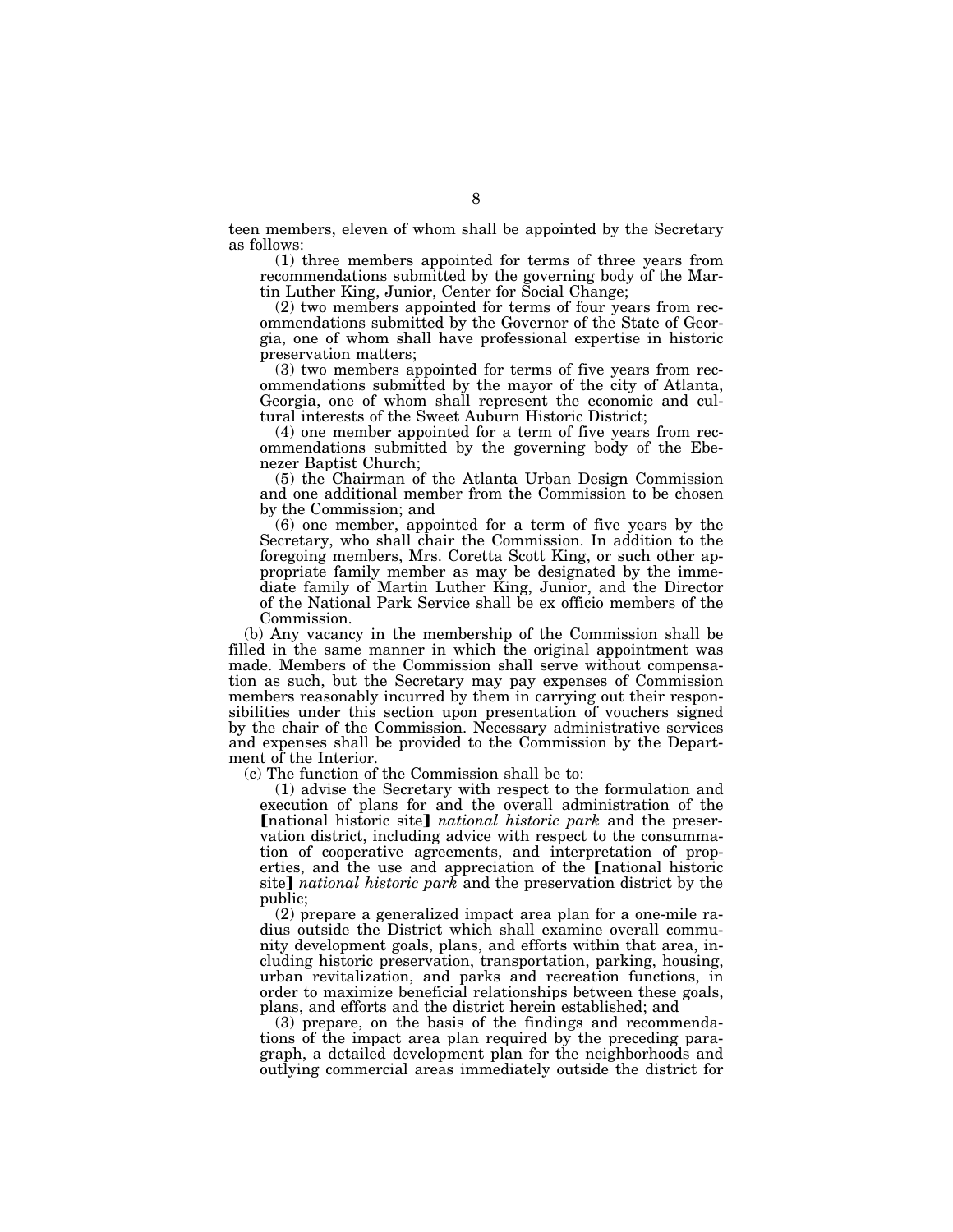teen members, eleven of whom shall be appointed by the Secretary as follows:

(1) three members appointed for terms of three years from recommendations submitted by the governing body of the Martin Luther King, Junior, Center for Social Change;

(2) two members appointed for terms of four years from recommendations submitted by the Governor of the State of Georgia, one of whom shall have professional expertise in historic preservation matters;

(3) two members appointed for terms of five years from recommendations submitted by the mayor of the city of Atlanta, Georgia, one of whom shall represent the economic and cultural interests of the Sweet Auburn Historic District;

(4) one member appointed for a term of five years from recommendations submitted by the governing body of the Ebenezer Baptist Church;

(5) the Chairman of the Atlanta Urban Design Commission and one additional member from the Commission to be chosen by the Commission; and

(6) one member, appointed for a term of five years by the Secretary, who shall chair the Commission. In addition to the foregoing members, Mrs. Coretta Scott King, or such other appropriate family member as may be designated by the immediate family of Martin Luther King, Junior, and the Director of the National Park Service shall be ex officio members of the Commission.

(b) Any vacancy in the membership of the Commission shall be filled in the same manner in which the original appointment was made. Members of the Commission shall serve without compensation as such, but the Secretary may pay expenses of Commission members reasonably incurred by them in carrying out their responsibilities under this section upon presentation of vouchers signed by the chair of the Commission. Necessary administrative services and expenses shall be provided to the Commission by the Department of the Interior.

(c) The function of the Commission shall be to:

(1) advise the Secretary with respect to the formulation and execution of plans for and the overall administration of the ⟦national historic site⟧ *national historic park* and the preservation district, including advice with respect to the consummation of cooperative agreements, and interpretation of properties, and the use and appreciation of the ⟦national historic site⟧ *national historic park* and the preservation district by the public;

(2) prepare a generalized impact area plan for a one-mile radius outside the District which shall examine overall community development goals, plans, and efforts within that area, including historic preservation, transportation, parking, housing, urban revitalization, and parks and recreation functions, in order to maximize beneficial relationships between these goals, plans, and efforts and the district herein established; and

(3) prepare, on the basis of the findings and recommendations of the impact area plan required by the preceding paragraph, a detailed development plan for the neighborhoods and outlying commercial areas immediately outside the district for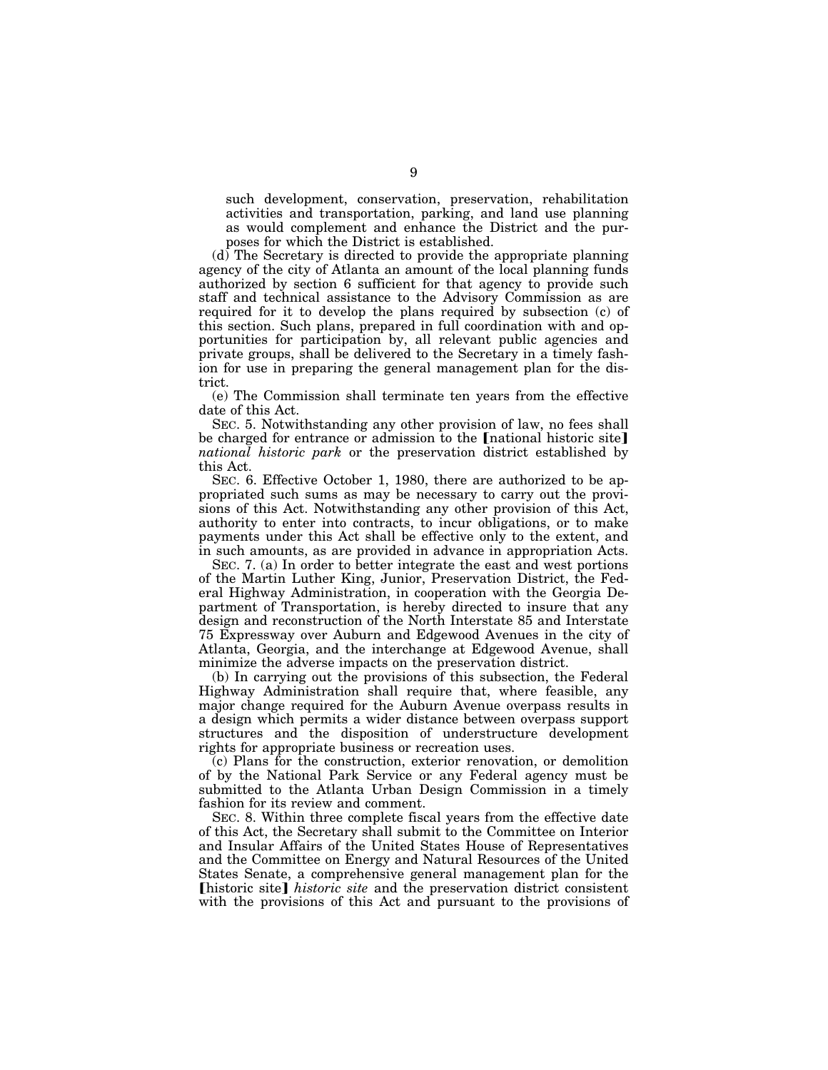such development, conservation, preservation, rehabilitation activities and transportation, parking, and land use planning as would complement and enhance the District and the purposes for which the District is established.

(d) The Secretary is directed to provide the appropriate planning agency of the city of Atlanta an amount of the local planning funds authorized by section 6 sufficient for that agency to provide such staff and technical assistance to the Advisory Commission as are required for it to develop the plans required by subsection (c) of this section. Such plans, prepared in full coordination with and opportunities for participation by, all relevant public agencies and private groups, shall be delivered to the Secretary in a timely fashion for use in preparing the general management plan for the district.

(e) The Commission shall terminate ten years from the effective date of this Act.

SEC. 5. Notwithstanding any other provision of law, no fees shall be charged for entrance or admission to the 【national historic site】 *national historic park* or the preservation district established by this Act.

SEC. 6. Effective October 1, 1980, there are authorized to be appropriated such sums as may be necessary to carry out the provisions of this Act. Notwithstanding any other provision of this Act, authority to enter into contracts, to incur obligations, or to make payments under this Act shall be effective only to the extent, and in such amounts, as are provided in advance in appropriation Acts.

SEC. 7. (a) In order to better integrate the east and west portions of the Martin Luther King, Junior, Preservation District, the Federal Highway Administration, in cooperation with the Georgia Department of Transportation, is hereby directed to insure that any design and reconstruction of the North Interstate 85 and Interstate 75 Expressway over Auburn and Edgewood Avenues in the city of Atlanta, Georgia, and the interchange at Edgewood Avenue, shall minimize the adverse impacts on the preservation district.

(b) In carrying out the provisions of this subsection, the Federal Highway Administration shall require that, where feasible, any major change required for the Auburn Avenue overpass results in a design which permits a wider distance between overpass support structures and the disposition of understructure development rights for appropriate business or recreation uses.

(c) Plans for the construction, exterior renovation, or demolition of by the National Park Service or any Federal agency must be submitted to the Atlanta Urban Design Commission in a timely fashion for its review and comment.

SEC. 8. Within three complete fiscal years from the effective date of this Act, the Secretary shall submit to the Committee on Interior and Insular Affairs of the United States House of Representatives and the Committee on Energy and Natural Resources of the United States Senate, a comprehensive general management plan for the 【historic site】 *historic site* and the preservation district consistent with the provisions of this Act and pursuant to the provisions of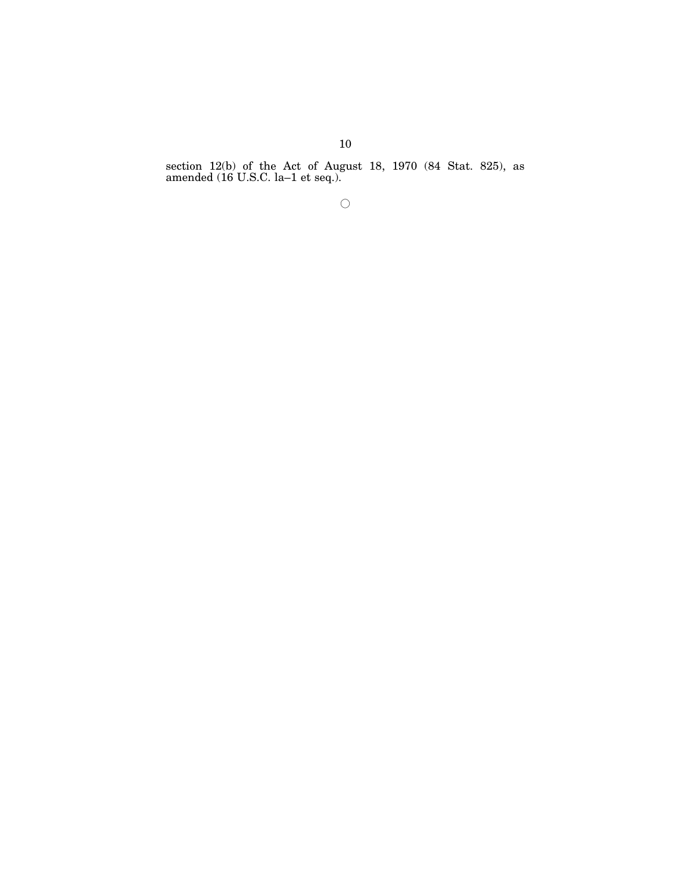section 12(b) of the Act of August 18, 1970 (84 Stat. 825), as amended (16 U.S.C. la–1 et seq.).

○